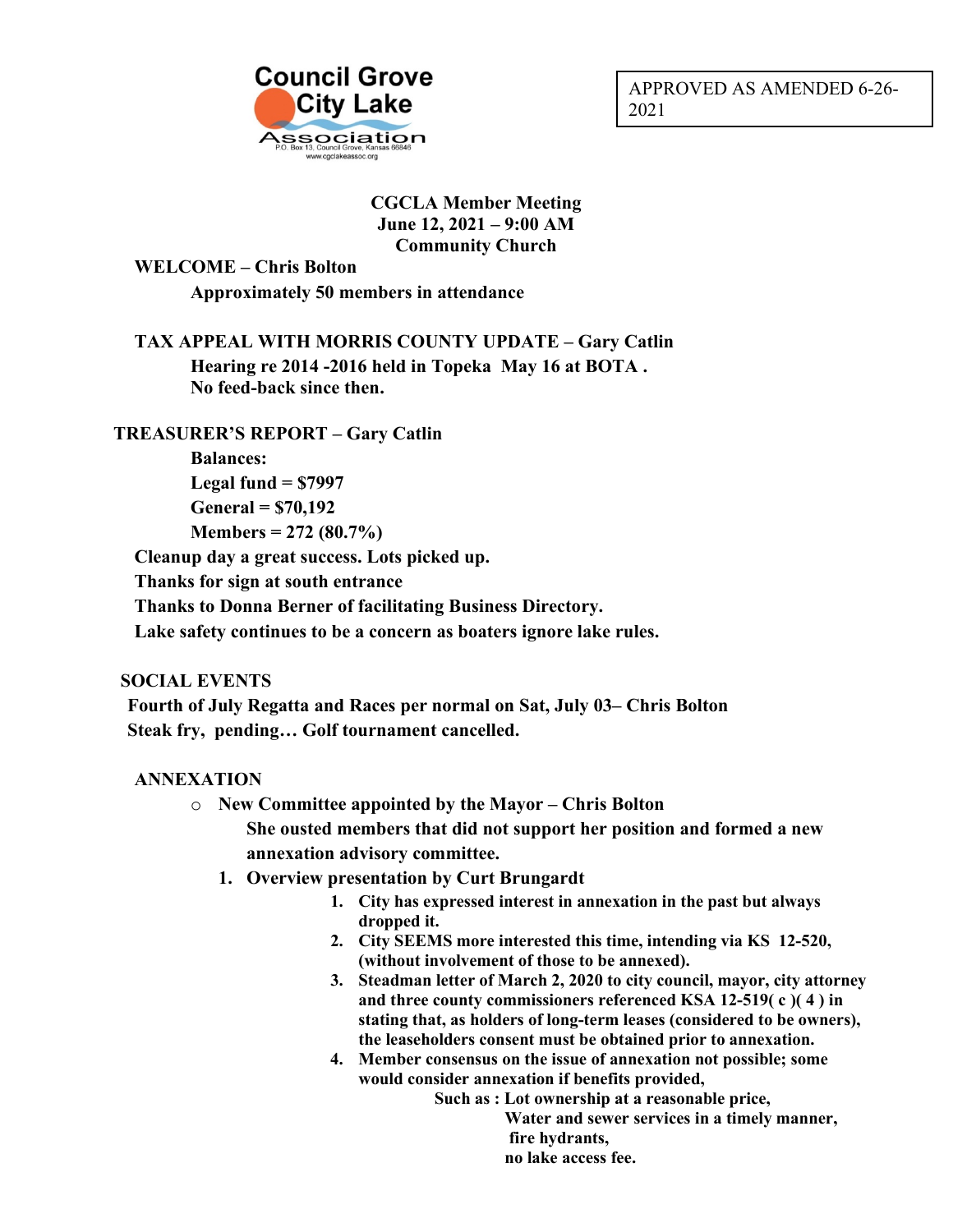Council Grove City Lake Association
P.O. Box 13, Council Grove, Kansas 66846
www.cgclakeassoc.org

APPROVED AS AMENDED 6-26-2021

**CGCLA Member Meeting**
**June 12, 2021 – 9:00 AM**
**Community Church**

**WELCOME – Chris Bolton**

**Approximately 50 members in attendance**

**TAX APPEAL WITH MORRIS COUNTY UPDATE – Gary Catlin**

**Hearing re 2014 -2016 held in Topeka May 16 at BOTA .**
**No feed-back since then.**

**TREASURER'S REPORT – Gary Catlin**

**Balances:**
**Legal fund = $7997**
**General = $70,192**
**Members = 272 (80.7%)**

**Cleanup day a great success. Lots picked up.**
**Thanks for sign at south entrance**
**Thanks to Donna Berner of facilitating Business Directory.**
**Lake safety continues to be a concern as boaters ignore lake rules.**

**SOCIAL EVENTS**

**Fourth of July Regatta and Races per normal on Sat, July 03– Chris Bolton**
**Steak fry, pending… Golf tournament cancelled.**

**ANNEXATION**

- **New Committee appointed by the Mayor – Chris Bolton**
  **She ousted members that did not support her position and formed a new annexation advisory committee.**

1. **Overview presentation by Curt Brungardt**
   1. **City has expressed interest in annexation in the past but always dropped it.**
   2. **City SEEMS more interested this time, intending via KS 12-520, (without involvement of those to be annexed).**
   3. **Steadman letter of March 2, 2020 to city council, mayor, city attorney and three county commissioners referenced KSA 12-519( c )( 4 ) in stating that, as holders of long-term leases (considered to be owners), the leaseholders consent must be obtained prior to annexation.**
   4. **Member consensus on the issue of annexation not possible; some would consider annexation if benefits provided,**
      **Such as : Lot ownership at a reasonable price,**
      **Water and sewer services in a timely manner,**
      **fire hydrants,**
      **no lake access fee.**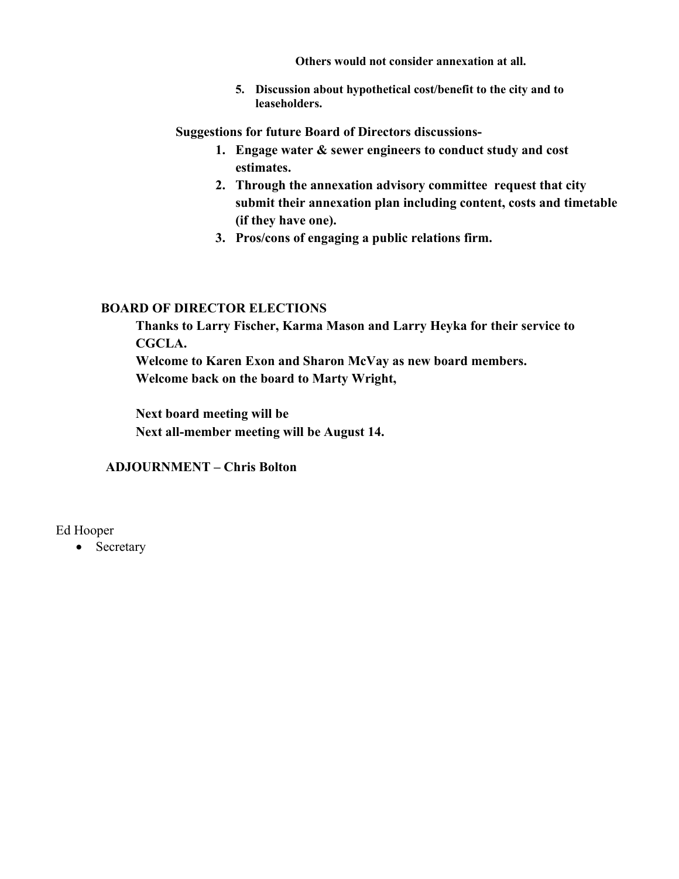**Others would not consider annexation at all.**

5. **Discussion about hypothetical cost/benefit to the city and to leaseholders.**

**Suggestions for future Board of Directors discussions-**

1. **Engage water & sewer engineers to conduct study and cost estimates.**
2. **Through the annexation advisory committee request that city submit their annexation plan including content, costs and timetable (if they have one).**
3. **Pros/cons of engaging a public relations firm.**

**BOARD OF DIRECTOR ELECTIONS**

**Thanks to Larry Fischer, Karma Mason and Larry Heyka for their service to CGCLA.**
**Welcome to Karen Exon and Sharon McVay as new board members.**
**Welcome back on the board to Marty Wright,**

**Next board meeting will be**
**Next all-member meeting will be August 14.**

**ADJOURNMENT – Chris Bolton**

Ed Hooper

- Secretary